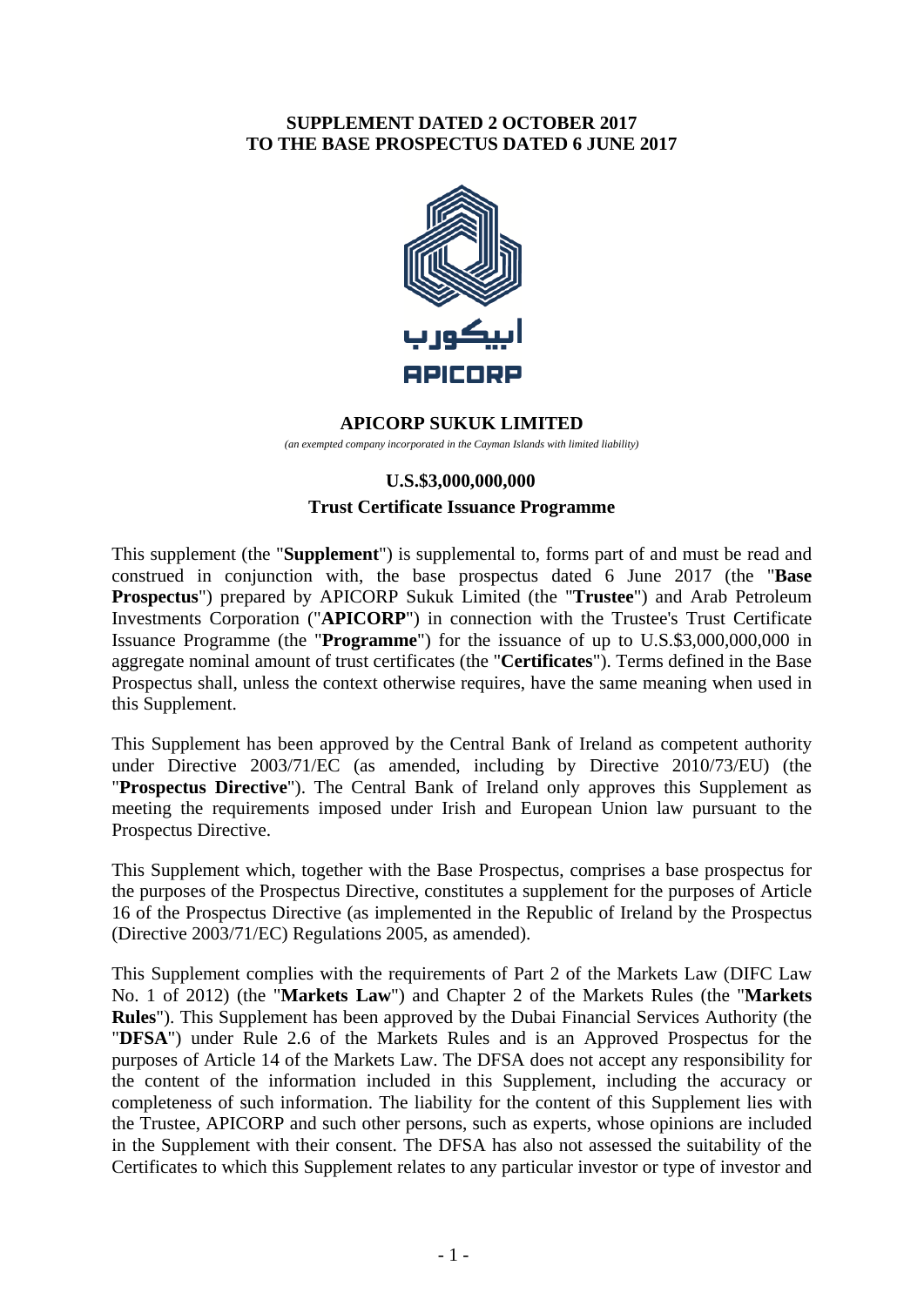**SUPPLEMENT DATED 2 OCTOBER 2017**
**TO THE BASE PROSPECTUS DATED 6 JUNE 2017**

ابيكورب

APICORP

**APICORP SUKUK LIMITED**

*(an exempted company incorporated in the Cayman Islands with limited liability)*

**U.S.$3,000,000,000**

**Trust Certificate Issuance Programme**

This supplement (the "**Supplement**") is supplemental to, forms part of and must be read and construed in conjunction with, the base prospectus dated 6 June 2017 (the "**Base Prospectus**") prepared by APICORP Sukuk Limited (the "**Trustee**") and Arab Petroleum Investments Corporation ("**APICORP**") in connection with the Trustee's Trust Certificate Issuance Programme (the "**Programme**") for the issuance of up to U.S.$3,000,000,000 in aggregate nominal amount of trust certificates (the "**Certificates**"). Terms defined in the Base Prospectus shall, unless the context otherwise requires, have the same meaning when used in this Supplement.

This Supplement has been approved by the Central Bank of Ireland as competent authority under Directive 2003/71/EC (as amended, including by Directive 2010/73/EU) (the "**Prospectus Directive**"). The Central Bank of Ireland only approves this Supplement as meeting the requirements imposed under Irish and European Union law pursuant to the Prospectus Directive.

This Supplement which, together with the Base Prospectus, comprises a base prospectus for the purposes of the Prospectus Directive, constitutes a supplement for the purposes of Article 16 of the Prospectus Directive (as implemented in the Republic of Ireland by the Prospectus (Directive 2003/71/EC) Regulations 2005, as amended).

This Supplement complies with the requirements of Part 2 of the Markets Law (DIFC Law No. 1 of 2012) (the "**Markets Law**") and Chapter 2 of the Markets Rules (the "**Markets Rules**"). This Supplement has been approved by the Dubai Financial Services Authority (the "**DFSA**") under Rule 2.6 of the Markets Rules and is an Approved Prospectus for the purposes of Article 14 of the Markets Law. The DFSA does not accept any responsibility for the content of the information included in this Supplement, including the accuracy or completeness of such information. The liability for the content of this Supplement lies with the Trustee, APICORP and such other persons, such as experts, whose opinions are included in the Supplement with their consent. The DFSA has also not assessed the suitability of the Certificates to which this Supplement relates to any particular investor or type of investor and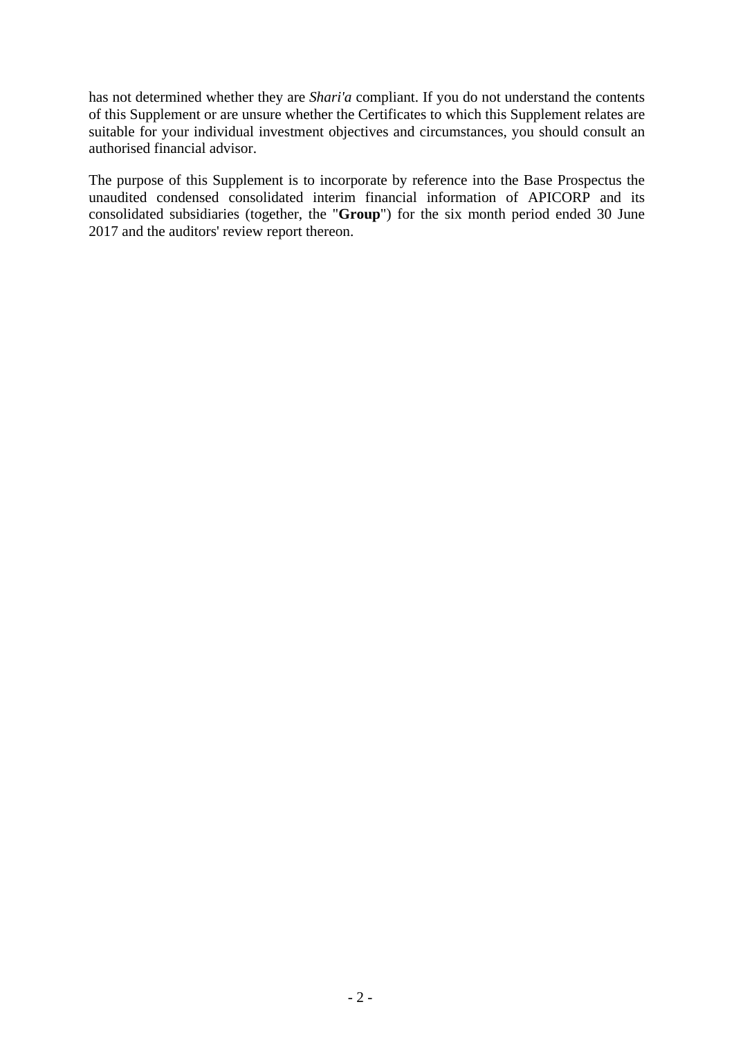has not determined whether they are *Shari'a* compliant. If you do not understand the contents of this Supplement or are unsure whether the Certificates to which this Supplement relates are suitable for your individual investment objectives and circumstances, you should consult an authorised financial advisor.

The purpose of this Supplement is to incorporate by reference into the Base Prospectus the unaudited condensed consolidated interim financial information of APICORP and its consolidated subsidiaries (together, the "**Group**") for the six month period ended 30 June 2017 and the auditors' review report thereon.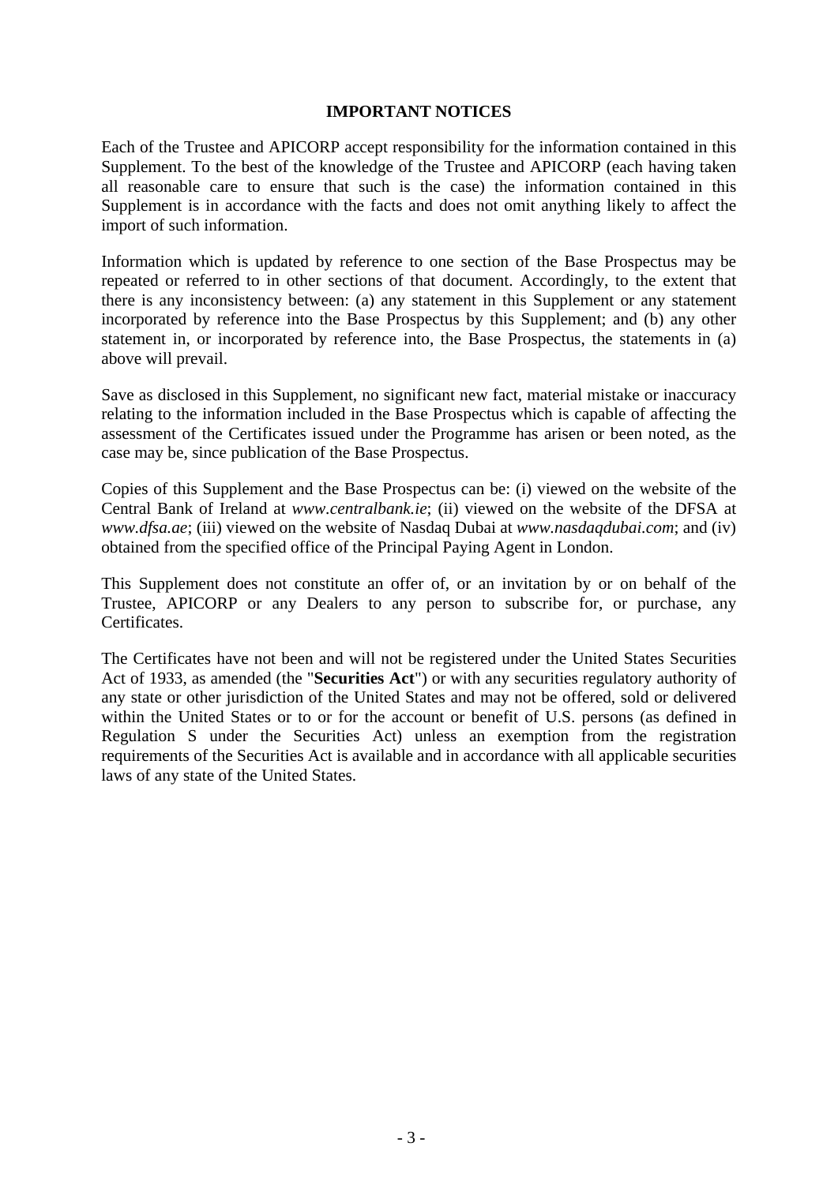# IMPORTANT NOTICES

Each of the Trustee and APICORP accept responsibility for the information contained in this Supplement. To the best of the knowledge of the Trustee and APICORP (each having taken all reasonable care to ensure that such is the case) the information contained in this Supplement is in accordance with the facts and does not omit anything likely to affect the import of such information.

Information which is updated by reference to one section of the Base Prospectus may be repeated or referred to in other sections of that document. Accordingly, to the extent that there is any inconsistency between: (a) any statement in this Supplement or any statement incorporated by reference into the Base Prospectus by this Supplement; and (b) any other statement in, or incorporated by reference into, the Base Prospectus, the statements in (a) above will prevail.

Save as disclosed in this Supplement, no significant new fact, material mistake or inaccuracy relating to the information included in the Base Prospectus which is capable of affecting the assessment of the Certificates issued under the Programme has arisen or been noted, as the case may be, since publication of the Base Prospectus.

Copies of this Supplement and the Base Prospectus can be: (i) viewed on the website of the Central Bank of Ireland at *www.centralbank.ie*; (ii) viewed on the website of the DFSA at *www.dfsa.ae*; (iii) viewed on the website of Nasdaq Dubai at *www.nasdaqdubai.com*; and (iv) obtained from the specified office of the Principal Paying Agent in London.

This Supplement does not constitute an offer of, or an invitation by or on behalf of the Trustee, APICORP or any Dealers to any person to subscribe for, or purchase, any Certificates.

The Certificates have not been and will not be registered under the United States Securities Act of 1933, as amended (the "**Securities Act**") or with any securities regulatory authority of any state or other jurisdiction of the United States and may not be offered, sold or delivered within the United States or to or for the account or benefit of U.S. persons (as defined in Regulation S under the Securities Act) unless an exemption from the registration requirements of the Securities Act is available and in accordance with all applicable securities laws of any state of the United States.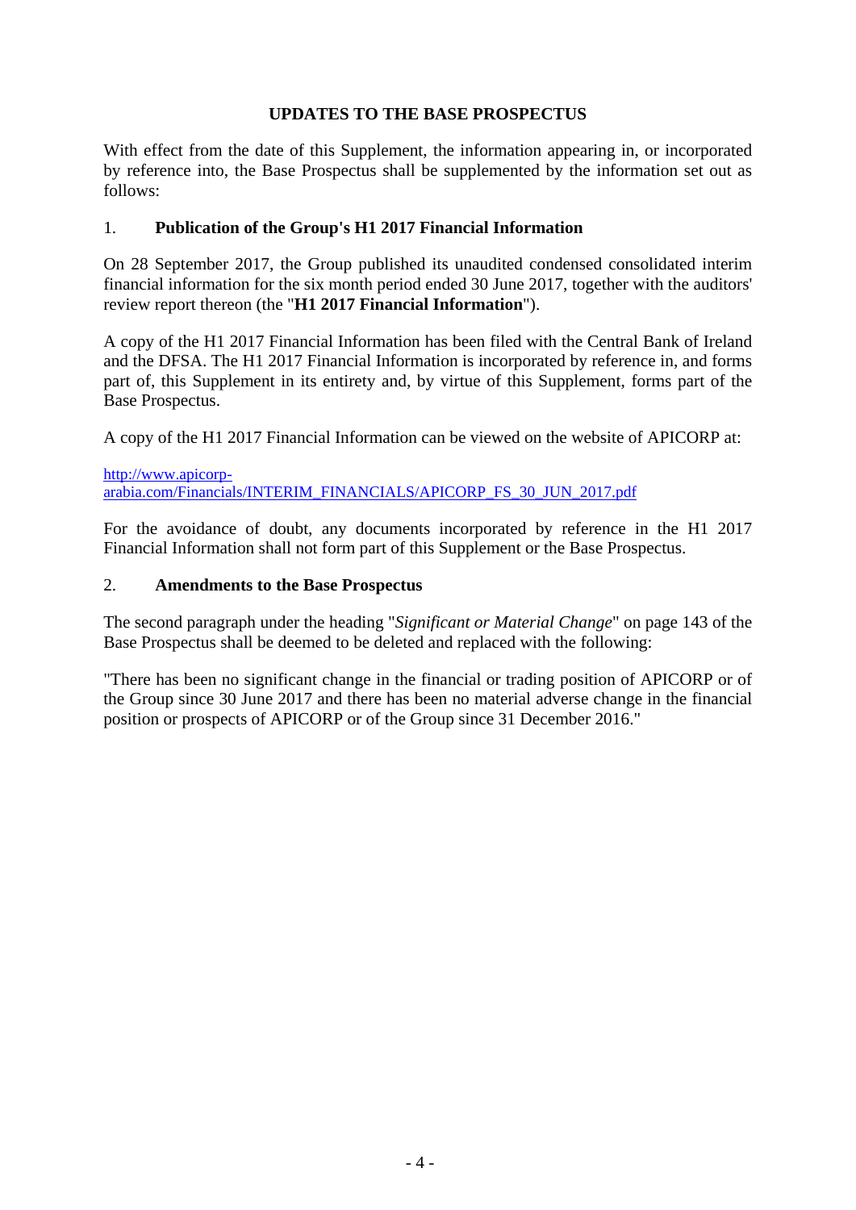# UPDATES TO THE BASE PROSPECTUS

With effect from the date of this Supplement, the information appearing in, or incorporated by reference into, the Base Prospectus shall be supplemented by the information set out as follows:

## 1. Publication of the Group's H1 2017 Financial Information

On 28 September 2017, the Group published its unaudited condensed consolidated interim financial information for the six month period ended 30 June 2017, together with the auditors' review report thereon (the "**H1 2017 Financial Information**").

A copy of the H1 2017 Financial Information has been filed with the Central Bank of Ireland and the DFSA. The H1 2017 Financial Information is incorporated by reference in, and forms part of, this Supplement in its entirety and, by virtue of this Supplement, forms part of the Base Prospectus.

A copy of the H1 2017 Financial Information can be viewed on the website of APICORP at:

http://www.apicorp-arabia.com/Financials/INTERIM_FINANCIALS/APICORP_FS_30_JUN_2017.pdf

For the avoidance of doubt, any documents incorporated by reference in the H1 2017 Financial Information shall not form part of this Supplement or the Base Prospectus.

## 2. Amendments to the Base Prospectus

The second paragraph under the heading "*Significant or Material Change*" on page 143 of the Base Prospectus shall be deemed to be deleted and replaced with the following:

"There has been no significant change in the financial or trading position of APICORP or of the Group since 30 June 2017 and there has been no material adverse change in the financial position or prospects of APICORP or of the Group since 31 December 2016."